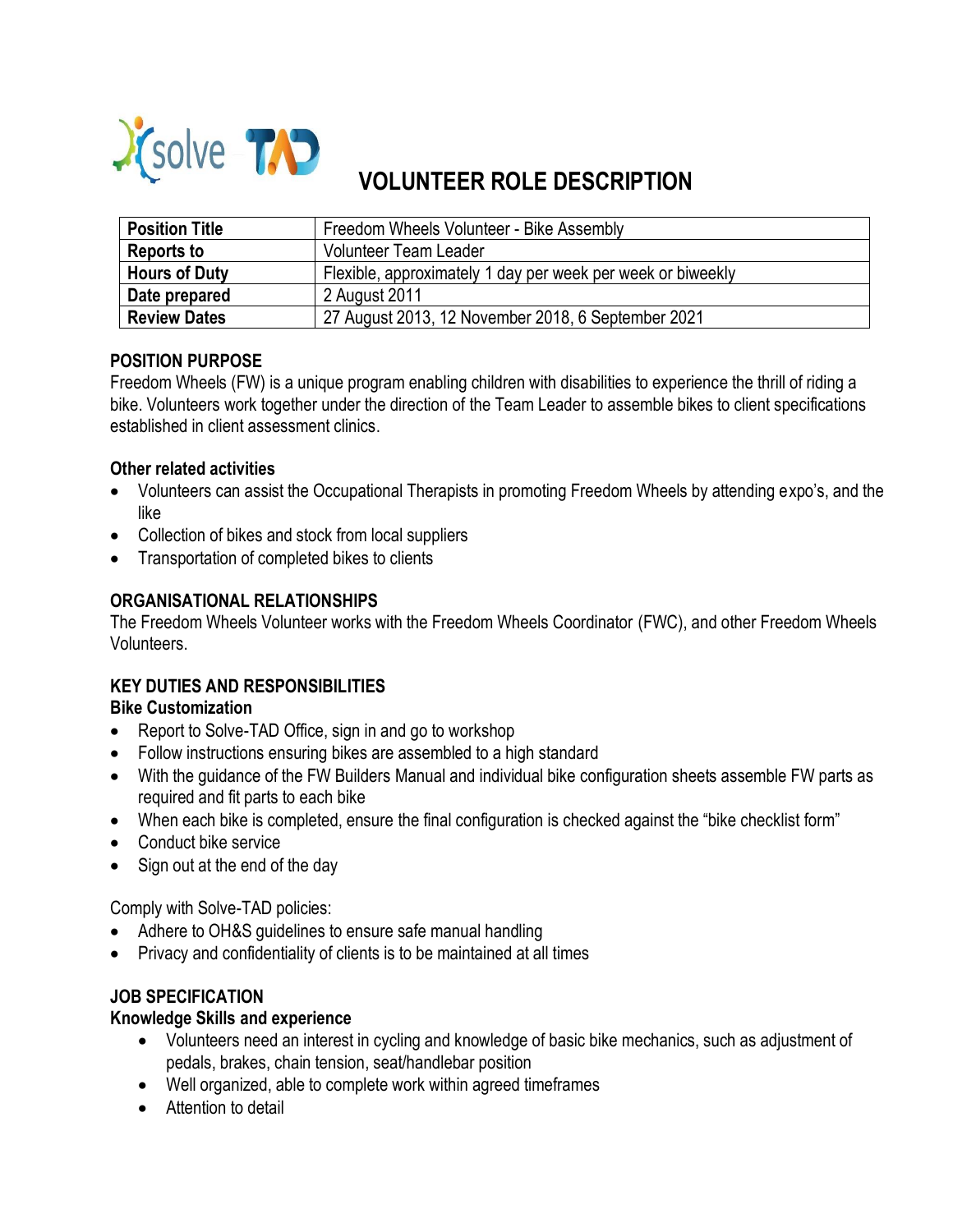# VOLUNTEER ROLE DESCRIPTION

| **Position Title** | Freedom Wheels Volunteer - Bike Assembly |
|---|---|
| **Reports to** | Volunteer Team Leader |
| **Hours of Duty** | Flexible, approximately 1 day per week per week or biweekly |
| **Date prepared** | 2 August 2011 |
| **Review Dates** | 27 August 2013, 12 November 2018, 6 September 2021 |

## POSITION PURPOSE

Freedom Wheels (FW) is a unique program enabling children with disabilities to experience the thrill of riding a bike. Volunteers work together under the direction of the Team Leader to assemble bikes to client specifications established in client assessment clinics.

### Other related activities

- Volunteers can assist the Occupational Therapists in promoting Freedom Wheels by attending expo's, and the like
- Collection of bikes and stock from local suppliers
- Transportation of completed bikes to clients

## ORGANISATIONAL RELATIONSHIPS

The Freedom Wheels Volunteer works with the Freedom Wheels Coordinator (FWC), and other Freedom Wheels Volunteers.

## KEY DUTIES AND RESPONSIBILITIES

### Bike Customization

- Report to Solve-TAD Office, sign in and go to workshop
- Follow instructions ensuring bikes are assembled to a high standard
- With the guidance of the FW Builders Manual and individual bike configuration sheets assemble FW parts as required and fit parts to each bike
- When each bike is completed, ensure the final configuration is checked against the "bike checklist form"
- Conduct bike service
- Sign out at the end of the day

Comply with Solve-TAD policies:

- Adhere to OH&S guidelines to ensure safe manual handling
- Privacy and confidentiality of clients is to be maintained at all times

## JOB SPECIFICATION

### Knowledge Skills and experience

- Volunteers need an interest in cycling and knowledge of basic bike mechanics, such as adjustment of pedals, brakes, chain tension, seat/handlebar position
- Well organized, able to complete work within agreed timeframes
- Attention to detail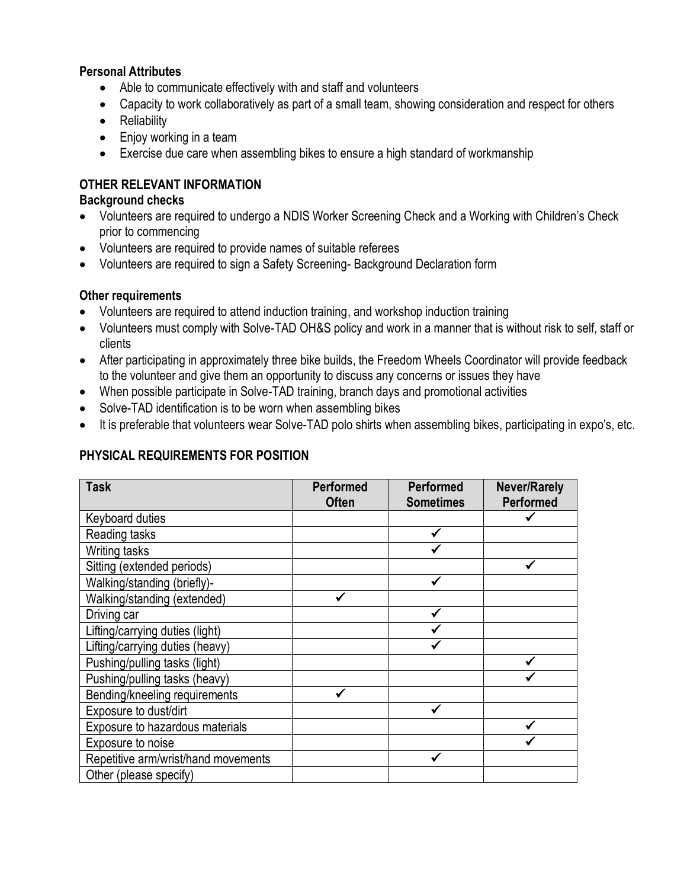**Personal Attributes**

- Able to communicate effectively with and staff and volunteers
- Capacity to work collaboratively as part of a small team, showing consideration and respect for others
- Reliability
- Enjoy working in a team
- Exercise due care when assembling bikes to ensure a high standard of workmanship

## OTHER RELEVANT INFORMATION

**Background checks**

- Volunteers are required to undergo a NDIS Worker Screening Check and a Working with Children's Check prior to commencing
- Volunteers are required to provide names of suitable referees
- Volunteers are required to sign a Safety Screening- Background Declaration form

**Other requirements**

- Volunteers are required to attend induction training, and workshop induction training
- Volunteers must comply with Solve-TAD OH&S policy and work in a manner that is without risk to self, staff or clients
- After participating in approximately three bike builds, the Freedom Wheels Coordinator will provide feedback to the volunteer and give them an opportunity to discuss any concerns or issues they have
- When possible participate in Solve-TAD training, branch days and promotional activities
- Solve-TAD identification is to be worn when assembling bikes
- It is preferable that volunteers wear Solve-TAD polo shirts when assembling bikes, participating in expo's, etc.

## PHYSICAL REQUIREMENTS FOR POSITION

| Task | Performed Often | Performed Sometimes | Never/Rarely Performed |
|---|---|---|---|
| Keyboard duties | | | ✓ |
| Reading tasks | | ✓ | |
| Writing tasks | | ✓ | |
| Sitting (extended periods) | | | ✓ |
| Walking/standing (briefly)- | | ✓ | |
| Walking/standing (extended) | ✓ | | |
| Driving car | | ✓ | |
| Lifting/carrying duties (light) | | ✓ | |
| Lifting/carrying duties (heavy) | | ✓ | |
| Pushing/pulling tasks (light) | | | ✓ |
| Pushing/pulling tasks (heavy) | | | ✓ |
| Bending/kneeling requirements | ✓ | | |
| Exposure to dust/dirt | | ✓ | |
| Exposure to hazardous materials | | | ✓ |
| Exposure to noise | | | ✓ |
| Repetitive arm/wrist/hand movements | | ✓ | |
| Other (please specify) | | | |